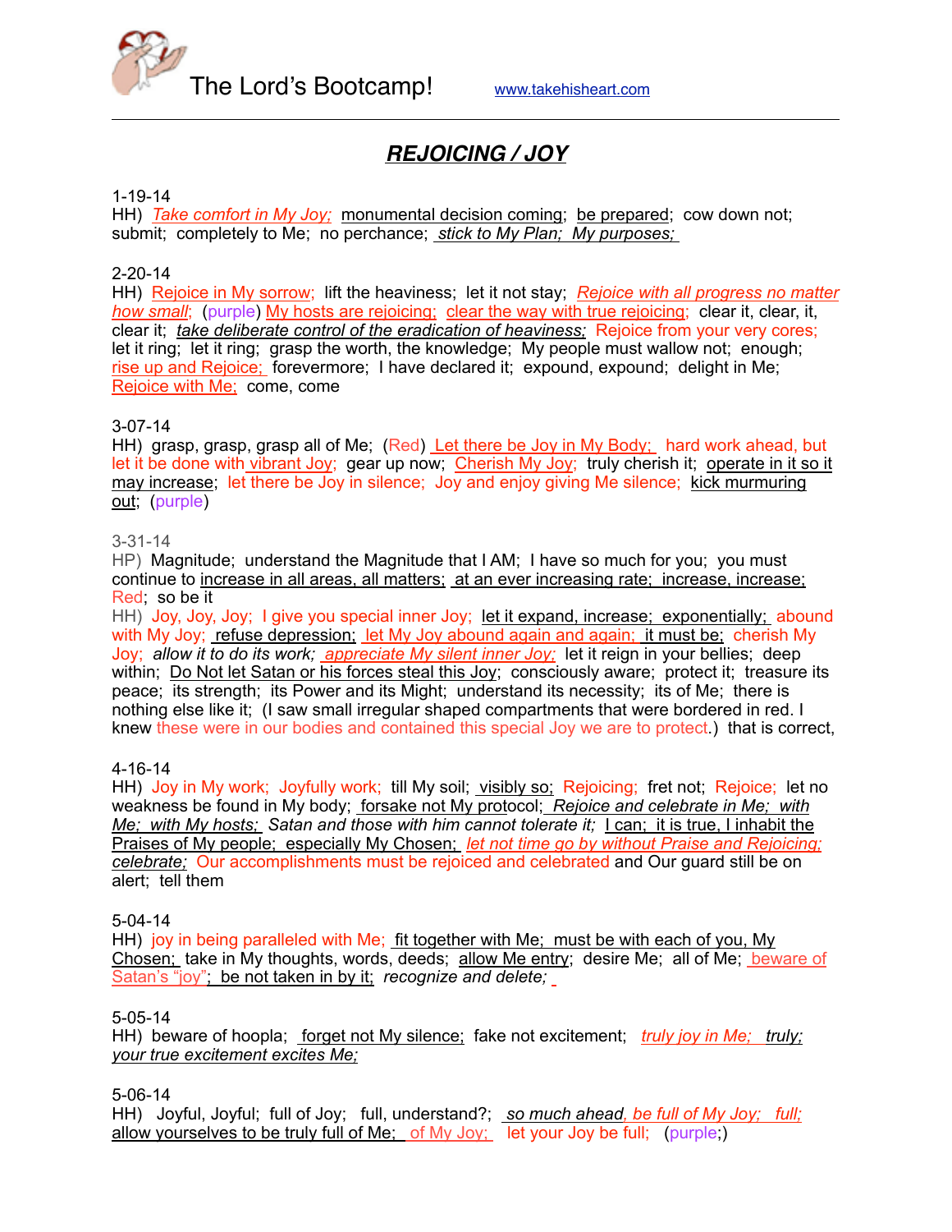The Lord's Bootcamp! www.takehisheart.com

# *REJOICING / JOY*

1-19-14
HH) *Take comfort in My Joy;* monumental decision coming; be prepared; cow down not; submit; completely to Me; no perchance; *stick to My Plan; My purposes;*

2-20-14
HH) Rejoice in My sorrow; lift the heaviness; let it not stay; *Rejoice with all progress no matter how small*; (purple) My hosts are rejoicing; clear the way with true rejoicing; clear it, clear, it, clear it; *take deliberate control of the eradication of heaviness;* Rejoice from your very cores; let it ring; let it ring; grasp the worth, the knowledge; My people must wallow not; enough; rise up and Rejoice; forevermore; I have declared it; expound, expound; delight in Me; Rejoice with Me; come, come

3-07-14
HH) grasp, grasp, grasp all of Me; (Red) Let there be Joy in My Body; hard work ahead, but let it be done with vibrant Joy; gear up now; Cherish My Joy; truly cherish it; operate in it so it may increase; let there be Joy in silence; Joy and enjoy giving Me silence; kick murmuring out; (purple)

3-31-14
HP) Magnitude; understand the Magnitude that I AM; I have so much for you; you must continue to increase in all areas, all matters; at an ever increasing rate; increase, increase; Red; so be it
HH) Joy, Joy, Joy; I give you special inner Joy; let it expand, increase; exponentially; abound with My Joy; refuse depression; let My Joy abound again and again; it must be; cherish My Joy; *allow it to do its work;* *appreciate My silent inner Joy;* let it reign in your bellies; deep within; Do Not let Satan or his forces steal this Joy; consciously aware; protect it; treasure its peace; its strength; its Power and its Might; understand its necessity; its of Me; there is nothing else like it; (I saw small irregular shaped compartments that were bordered in red. I knew these were in our bodies and contained this special Joy we are to protect.) that is correct,

4-16-14
HH) Joy in My work; Joyfully work; till My soil; visibly so; Rejoicing; fret not; Rejoice; let no weakness be found in My body; forsake not My protocol; *Rejoice and celebrate in Me; with Me; with My hosts; Satan and those with him cannot tolerate it;* I can; it is true, I inhabit the Praises of My people; especially My Chosen; *let not time go by without Praise and Rejoicing; celebrate;* Our accomplishments must be rejoiced and celebrated and Our guard still be on alert; tell them

5-04-14
HH) joy in being paralleled with Me; fit together with Me; must be with each of you, My Chosen; take in My thoughts, words, deeds; allow Me entry; desire Me; all of Me; beware of Satan's "joy"; be not taken in by it; *recognize and delete;*

5-05-14
HH) beware of hoopla; forget not My silence; fake not excitement; *truly joy in Me; truly; your true excitement excites Me;*

5-06-14
HH) Joyful, Joyful; full of Joy; full, understand?; *so much ahead, be full of My Joy; full;* allow yourselves to be truly full of Me; of My Joy; let your Joy be full; (purple;)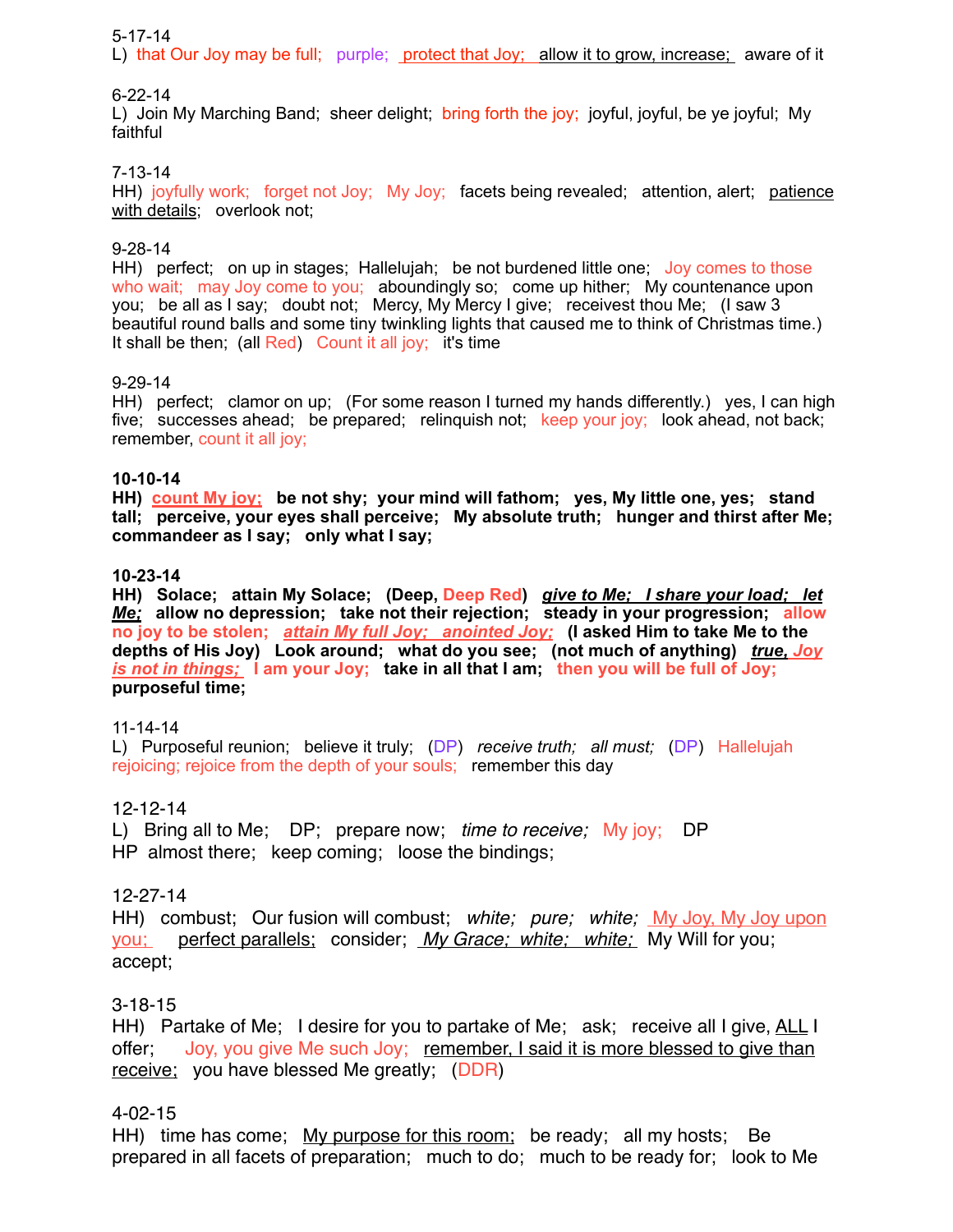5-17-14
L) that Our Joy may be full; purple; protect that Joy; allow it to grow, increase; aware of it

6-22-14
L) Join My Marching Band; sheer delight; bring forth the joy; joyful, joyful, be ye joyful; My faithful

7-13-14
HH) joyfully work; forget not Joy; My Joy; facets being revealed; attention, alert; patience with details; overlook not;

9-28-14
HH) perfect; on up in stages; Hallelujah; be not burdened little one; Joy comes to those who wait; may Joy come to you; aboundingly so; come up hither; My countenance upon you; be all as I say; doubt not; Mercy, My Mercy I give; receivest thou Me; (I saw 3 beautiful round balls and some tiny twinkling lights that caused me to think of Christmas time.) It shall be then; (all Red) Count it all joy; it's time

9-29-14
HH) perfect; clamor on up; (For some reason I turned my hands differently.) yes, I can high five; successes ahead; be prepared; relinquish not; keep your joy; look ahead, not back; remember, count it all joy;

**10-10-14**
**HH) count My joy; be not shy; your mind will fathom; yes, My little one, yes; stand tall; perceive, your eyes shall perceive; My absolute truth; hunger and thirst after Me; commandeer as I say; only what I say;**

**10-23-14**
**HH) Solace; attain My Solace; (Deep, Deep Red) *give to Me; I share your load; let Me;* allow no depression; take not their rejection; steady in your progression; allow no joy to be stolen; *attain My full Joy; anointed Joy;* (I asked Him to take Me to the depths of His Joy) Look around; what do you see; (not much of anything) *true, Joy is not in things;* I am your Joy; take in all that I am; then you will be full of Joy; purposeful time;**

11-14-14
L) Purposeful reunion; believe it truly; (DP) *receive truth; all must;* (DP) Hallelujah rejoicing; rejoice from the depth of your souls; remember this day

12-12-14
L) Bring all to Me; DP; prepare now; *time to receive;* My joy; DP
HP almost there; keep coming; loose the bindings;

12-27-14
HH) combust; Our fusion will combust; *white; pure; white;* My Joy, My Joy upon you; perfect parallels; consider; *My Grace; white; white;* My Will for you; accept;

3-18-15
HH) Partake of Me; I desire for you to partake of Me; ask; receive all I give, ALL I offer; Joy, you give Me such Joy; remember, I said it is more blessed to give than receive; you have blessed Me greatly; (DDR)

4-02-15
HH) time has come; My purpose for this room; be ready; all my hosts; Be prepared in all facets of preparation; much to do; much to be ready for; look to Me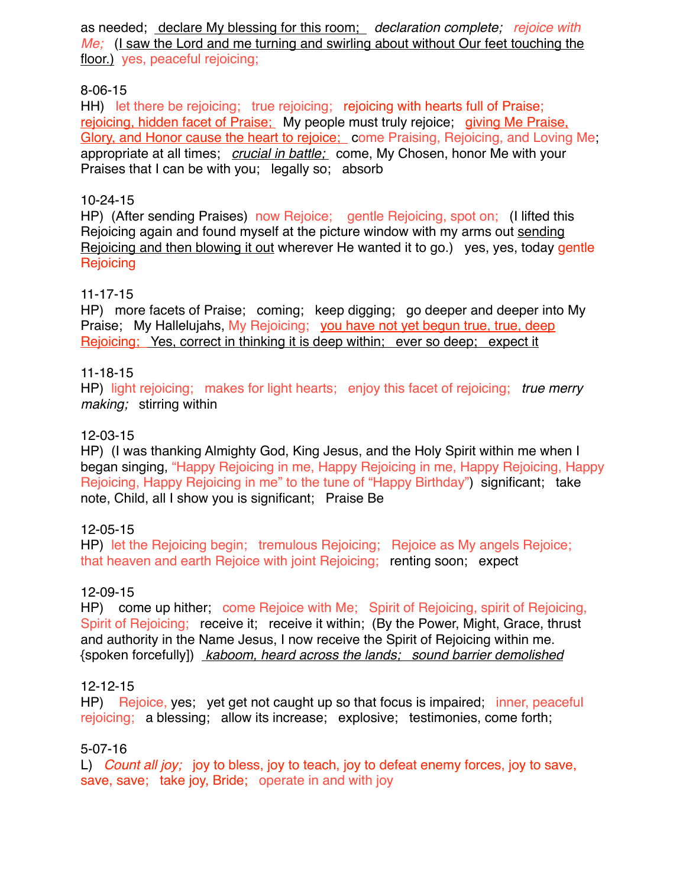as needed; <u>declare My blessing for this room;</u> *declaration complete;* *rejoice with Me;* (<u>I saw the Lord and me turning and swirling about without Our feet touching the floor.)</u> yes, peaceful rejoicing;

8-06-15

HH) let there be rejoicing; true rejoicing; rejoicing with hearts full of Praise; <u>rejoicing, hidden facet of Praise;</u> My people must truly rejoice; <u>giving Me Praise, Glory, and Honor cause the heart to rejoice;</u> come Praising, Rejoicing, and Loving Me; appropriate at all times; <u>*crucial in battle;*</u> come, My Chosen, honor Me with your Praises that I can be with you; legally so; absorb

10-24-15

HP) (After sending Praises) now Rejoice; gentle Rejoicing, spot on; (I lifted this Rejoicing again and found myself at the picture window with my arms out <u>sending Rejoicing and then blowing it out</u> wherever He wanted it to go.) yes, yes, today gentle Rejoicing

11-17-15

HP) more facets of Praise; coming; keep digging; go deeper and deeper into My Praise; My Hallelujahs, My Rejoicing; <u>you have not yet begun true, true, deep Rejoicing;</u> <u>Yes, correct in thinking it is deep within; ever so deep; expect it</u>

11-18-15

HP) light rejoicing; makes for light hearts; enjoy this facet of rejoicing; *true merry making;* stirring within

12-03-15

HP) (I was thanking Almighty God, King Jesus, and the Holy Spirit within me when I began singing, "Happy Rejoicing in me, Happy Rejoicing in me, Happy Rejoicing, Happy Rejoicing, Happy Rejoicing in me" to the tune of "Happy Birthday") significant; take note, Child, all I show you is significant; Praise Be

12-05-15

HP) let the Rejoicing begin; tremulous Rejoicing; Rejoice as My angels Rejoice; that heaven and earth Rejoice with joint Rejoicing; renting soon; expect

12-09-15

HP) come up hither; come Rejoice with Me; Spirit of Rejoicing, spirit of Rejoicing, Spirit of Rejoicing; receive it; receive it within; (By the Power, Might, Grace, thrust and authority in the Name Jesus, I now receive the Spirit of Rejoicing within me. {spoken forcefully]) <u>*kaboom, heard across the lands; sound barrier demolished*</u>

12-12-15

HP) Rejoice, yes; yet get not caught up so that focus is impaired; inner, peaceful rejoicing; a blessing; allow its increase; explosive; testimonies, come forth;

5-07-16

L) *Count all joy;* joy to bless, joy to teach, joy to defeat enemy forces, joy to save, save, save; take joy, Bride; operate in and with joy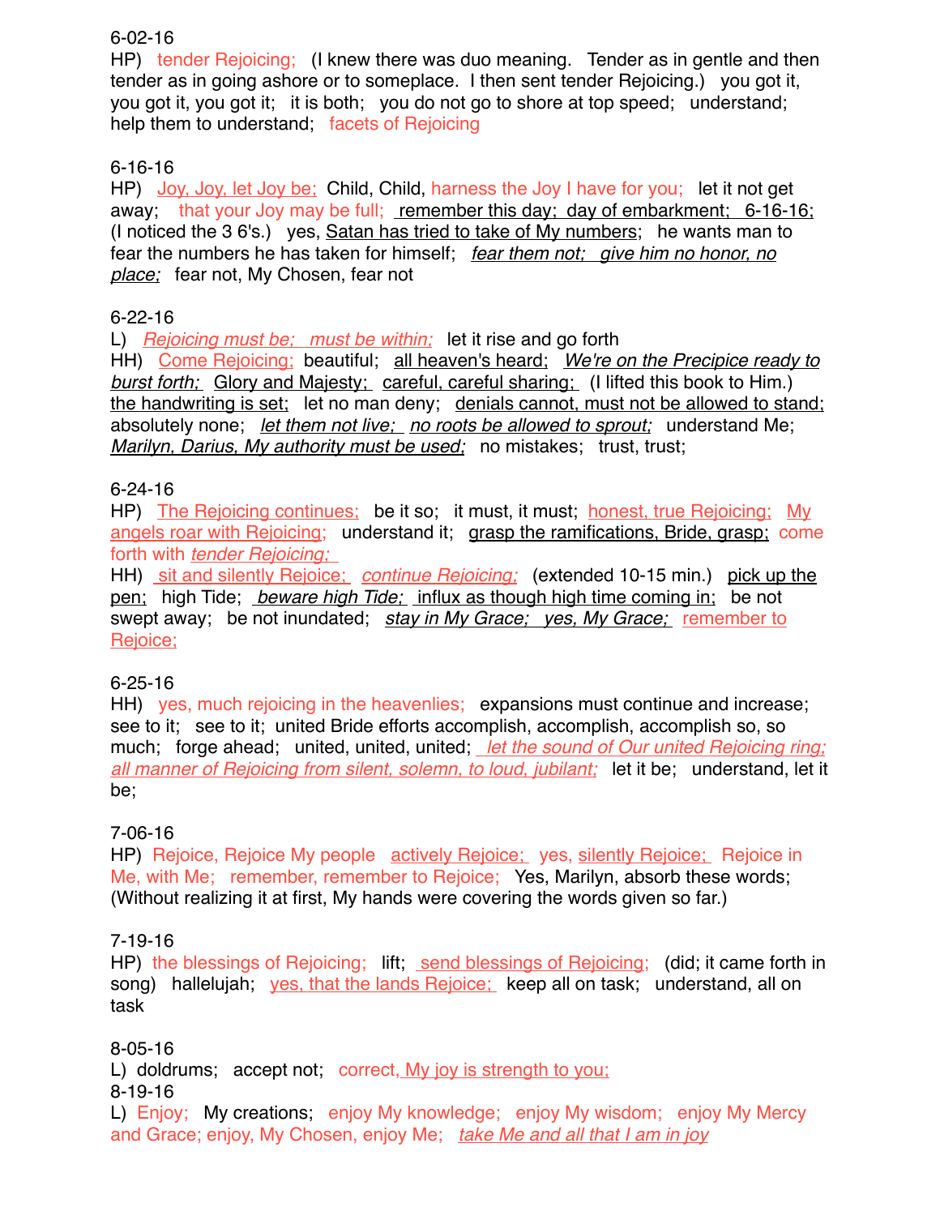6-02-16

HP) tender Rejoicing; (I knew there was duo meaning. Tender as in gentle and then tender as in going ashore or to someplace. I then sent tender Rejoicing.) you got it, you got it, you got it; it is both; you do not go to shore at top speed; understand; help them to understand; facets of Rejoicing

6-16-16

HP) Joy, Joy, let Joy be; Child, Child, harness the Joy I have for you; let it not get away; that your Joy may be full; remember this day; day of embarkment; 6-16-16; (I noticed the 3 6's.) yes, Satan has tried to take of My numbers; he wants man to fear the numbers he has taken for himself; *fear them not; give him no honor, no place;* fear not, My Chosen, fear not

6-22-16

L) *Rejoicing must be; must be within;* let it rise and go forth

HH) Come Rejoicing; beautiful; all heaven's heard; *We're on the Precipice ready to burst forth;* Glory and Majesty; careful, careful sharing; (I lifted this book to Him.) the handwriting is set; let no man deny; denials cannot, must not be allowed to stand; absolutely none; *let them not live; no roots be allowed to sprout;* understand Me; *Marilyn, Darius, My authority must be used;* no mistakes; trust, trust;

6-24-16

HP) The Rejoicing continues; be it so; it must, it must; honest, true Rejoicing; My angels roar with Rejoicing; understand it; grasp the ramifications, Bride, grasp; come forth with *tender Rejoicing;*

HH) sit and silently Rejoice; *continue Rejoicing;* (extended 10-15 min.) pick up the pen; high Tide; *beware high Tide;* influx as though high time coming in; be not swept away; be not inundated; *stay in My Grace; yes, My Grace;* remember to Rejoice;

6-25-16

HH) yes, much rejoicing in the heavenlies; expansions must continue and increase; see to it; see to it; united Bride efforts accomplish, accomplish, accomplish so, so much; forge ahead; united, united, united; *let the sound of Our united Rejoicing ring; all manner of Rejoicing from silent, solemn, to loud, jubilant;* let it be; understand, let it be;

7-06-16

HP) Rejoice, Rejoice My people actively Rejoice; yes, silently Rejoice; Rejoice in Me, with Me; remember, remember to Rejoice; Yes, Marilyn, absorb these words; (Without realizing it at first, My hands were covering the words given so far.)

7-19-16

HP) the blessings of Rejoicing; lift; send blessings of Rejoicing; (did; it came forth in song) hallelujah; yes, that the lands Rejoice; keep all on task; understand, all on task

8-05-16

L) doldrums; accept not; correct, My joy is strength to you;

8-19-16

L) Enjoy; My creations; enjoy My knowledge; enjoy My wisdom; enjoy My Mercy and Grace; enjoy, My Chosen, enjoy Me; *take Me and all that I am in joy*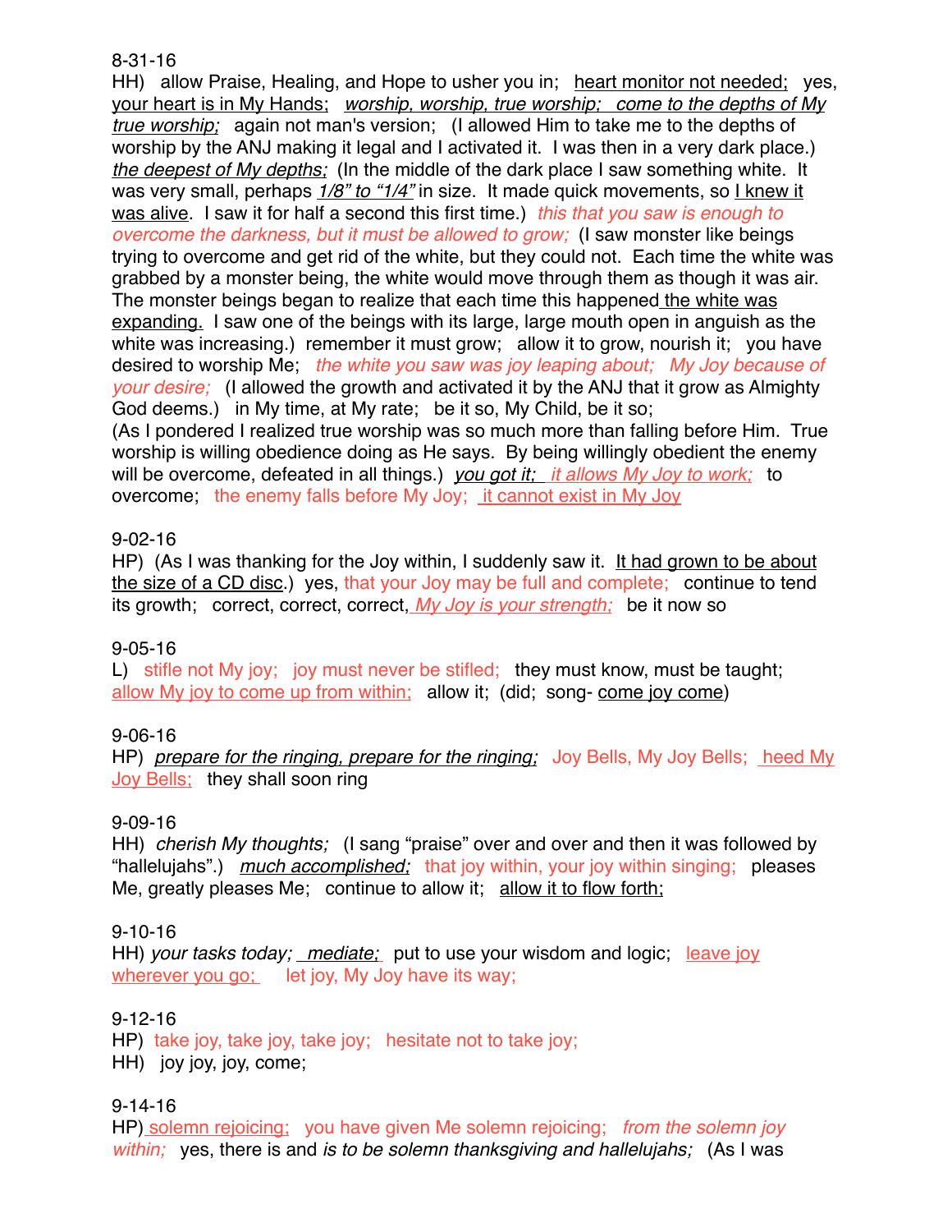8-31-16

HH) allow Praise, Healing, and Hope to usher you in; <u>heart monitor not needed;</u> yes, <u>your heart is in My Hands;</u> <u>*worship, worship, true worship; come to the depths of My true worship;*</u> again not man's version; (I allowed Him to take me to the depths of worship by the ANJ making it legal and I activated it. I was then in a very dark place.) <u>*the deepest of My depths;*</u> (In the middle of the dark place I saw something white. It was very small, perhaps <u>*1/8" to "1/4"*</u> in size. It made quick movements, so <u>I knew it was alive</u>. I saw it for half a second this first time.) *this that you saw is enough to overcome the darkness, but it must be allowed to grow;* (I saw monster like beings trying to overcome and get rid of the white, but they could not. Each time the white was grabbed by a monster being, the white would move through them as though it was air. The monster beings began to realize that each time this happened <u>the white was expanding.</u> I saw one of the beings with its large, large mouth open in anguish as the white was increasing.) remember it must grow; allow it to grow, nourish it; you have desired to worship Me; *the white you saw was joy leaping about; My Joy because of your desire;* (I allowed the growth and activated it by the ANJ that it grow as Almighty God deems.) in My time, at My rate; be it so, My Child, be it so;
(As I pondered I realized true worship was so much more than falling before Him. True worship is willing obedience doing as He says. By being willingly obedient the enemy will be overcome, defeated in all things.) <u>*you got it;*</u> <u>*it allows My Joy to work;*</u> to overcome; the enemy falls before My Joy; <u>it cannot exist in My Joy</u>

9-02-16

HP) (As I was thanking for the Joy within, I suddenly saw it. <u>It had grown to be about the size of a CD disc</u>.) yes, that your Joy may be full and complete; continue to tend its growth; correct, correct, correct, <u>*My Joy is your strength;*</u> be it now so

9-05-16

L) stifle not My joy; joy must never be stifled; they must know, must be taught; <u>allow My joy to come up from within;</u> allow it; (did; song- <u>come joy come</u>)

9-06-16

HP) <u>*prepare for the ringing, prepare for the ringing;*</u> Joy Bells, My Joy Bells; <u>heed My Joy Bells;</u> they shall soon ring

9-09-16

HH) *cherish My thoughts;* (I sang "praise" over and over and then it was followed by "hallelujahs".) <u>*much accomplished;*</u> that joy within, your joy within singing; pleases Me, greatly pleases Me; continue to allow it; <u>allow it to flow forth;</u>

9-10-16

HH) *your tasks today;* <u>*mediate;*</u> put to use your wisdom and logic; <u>leave joy wherever you go;</u> let joy, My Joy have its way;

9-12-16

HP) take joy, take joy, take joy; hesitate not to take joy;
HH) joy joy, joy, come;

9-14-16

HP) <u>solemn rejoicing;</u> you have given Me solemn rejoicing; *from the solemn joy within;* yes, there is and *is to be solemn thanksgiving and hallelujahs;* (As I was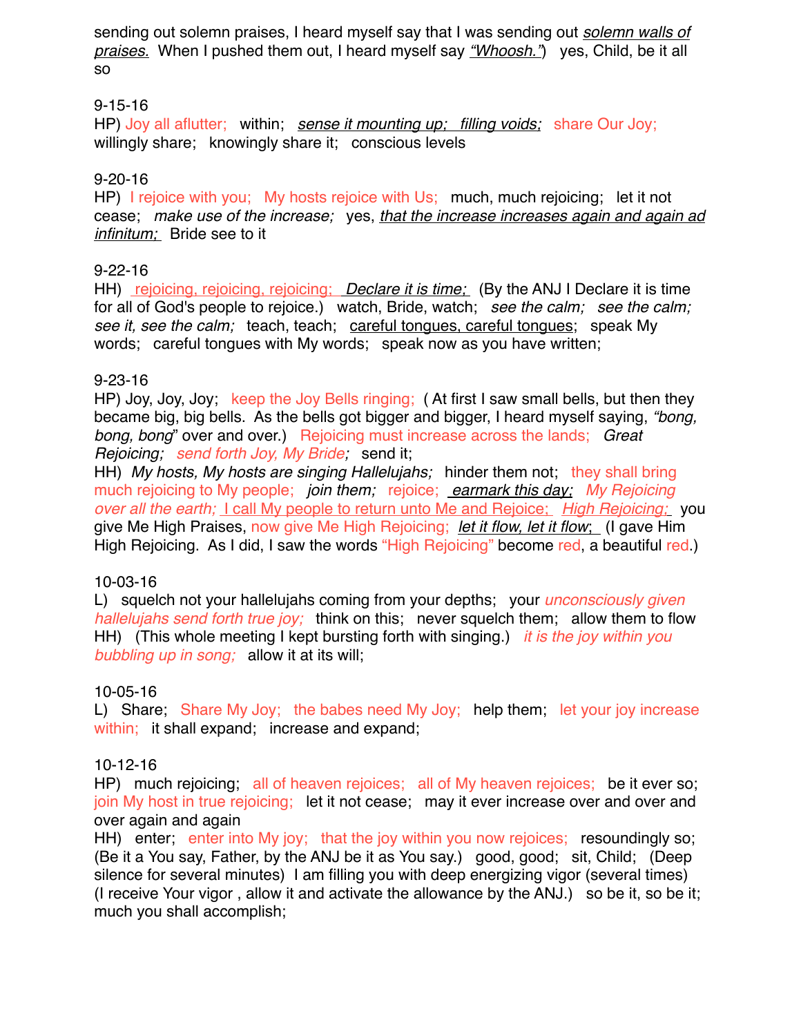sending out solemn praises, I heard myself say that I was sending out *solemn walls of praises.* When I pushed them out, I heard myself say *"Whoosh."*) yes, Child, be it all so

9-15-16
HP) Joy all aflutter; within; *sense it mounting up; filling voids;* share Our Joy; willingly share; knowingly share it; conscious levels

9-20-16
HP) I rejoice with you; My hosts rejoice with Us; much, much rejoicing; let it not cease; *make use of the increase;* yes, *that the increase increases again and again ad infinitum;* Bride see to it

9-22-16
HH) rejoicing, rejoicing, rejoicing; *Declare it is time;* (By the ANJ I Declare it is time for all of God's people to rejoice.) watch, Bride, watch; *see the calm; see the calm; see it, see the calm;* teach, teach; careful tongues, careful tongues; speak My words; careful tongues with My words; speak now as you have written;

9-23-16
HP) Joy, Joy, Joy; keep the Joy Bells ringing; ( At first I saw small bells, but then they became big, big bells. As the bells got bigger and bigger, I heard myself saying, *"bong, bong, bong"* over and over.) Rejoicing must increase across the lands; *Great Rejoicing; send forth Joy, My Bride;* send it;
HH) *My hosts, My hosts are singing Hallelujahs;* hinder them not; they shall bring much rejoicing to My people; *join them;* rejoice; *earmark this day; My Rejoicing over all the earth;* I call My people to return unto Me and Rejoice; *High Rejoicing;* you give Me High Praises, now give Me High Rejoicing; *let it flow, let it flow*; (I gave Him High Rejoicing. As I did, I saw the words "High Rejoicing" become red, a beautiful red.)

10-03-16
L) squelch not your hallelujahs coming from your depths; your *unconsciously given hallelujahs send forth true joy;* think on this; never squelch them; allow them to flow
HH) (This whole meeting I kept bursting forth with singing.) *it is the joy within you bubbling up in song;* allow it at its will;

10-05-16
L) Share; Share My Joy; the babes need My Joy; help them; let your joy increase within; it shall expand; increase and expand;

10-12-16
HP) much rejoicing; all of heaven rejoices; all of My heaven rejoices; be it ever so; join My host in true rejoicing; let it not cease; may it ever increase over and over and over again and again
HH) enter; enter into My joy; that the joy within you now rejoices; resoundingly so; (Be it a You say, Father, by the ANJ be it as You say.) good, good; sit, Child; (Deep silence for several minutes) I am filling you with deep energizing vigor (several times) (I receive Your vigor , allow it and activate the allowance by the ANJ.) so be it, so be it; much you shall accomplish;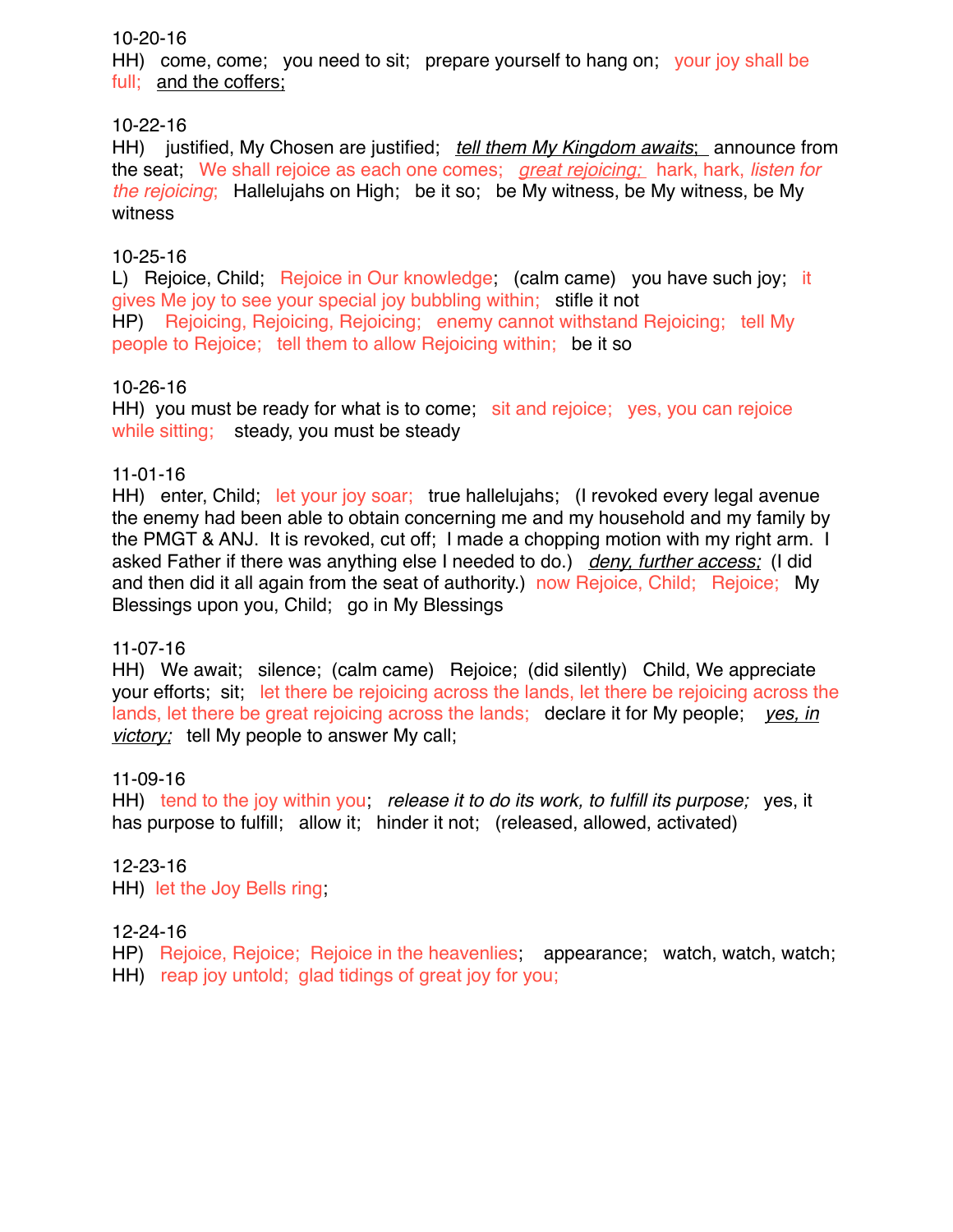10-20-16
HH) come, come; you need to sit; prepare yourself to hang on; your joy shall be full; <u>and the coffers;</u>

10-22-16
HH) justified, My Chosen are justified; <u>*tell them My Kingdom awaits*;</u> announce from the seat; We shall rejoice as each one comes; <u>*great rejoicing;*</u> hark, hark, *listen for the rejoicing*; Hallelujahs on High; be it so; be My witness, be My witness, be My witness

10-25-16
L) Rejoice, Child; Rejoice in Our knowledge; (calm came) you have such joy; it gives Me joy to see your special joy bubbling within; stifle it not
HP) Rejoicing, Rejoicing, Rejoicing; enemy cannot withstand Rejoicing; tell My people to Rejoice; tell them to allow Rejoicing within; be it so

10-26-16
HH) you must be ready for what is to come; sit and rejoice; yes, you can rejoice while sitting; steady, you must be steady

11-01-16
HH) enter, Child; let your joy soar; true hallelujahs; (I revoked every legal avenue the enemy had been able to obtain concerning me and my household and my family by the PMGT & ANJ. It is revoked, cut off; I made a chopping motion with my right arm. I asked Father if there was anything else I needed to do.) <u>*deny, further access;*</u> (I did and then did it all again from the seat of authority.) now Rejoice, Child; Rejoice; My Blessings upon you, Child; go in My Blessings

11-07-16
HH) We await; silence; (calm came) Rejoice; (did silently) Child, We appreciate your efforts; sit; let there be rejoicing across the lands, let there be rejoicing across the lands, let there be great rejoicing across the lands; declare it for My people; <u>*yes, in victory;*</u> tell My people to answer My call;

11-09-16
HH) tend to the joy within you; *release it to do its work, to fulfill its purpose;* yes, it has purpose to fulfill; allow it; hinder it not; (released, allowed, activated)

12-23-16
HH) let the Joy Bells ring;

12-24-16
HP) Rejoice, Rejoice; Rejoice in the heavenlies; appearance; watch, watch, watch;
HH) reap joy untold; glad tidings of great joy for you;